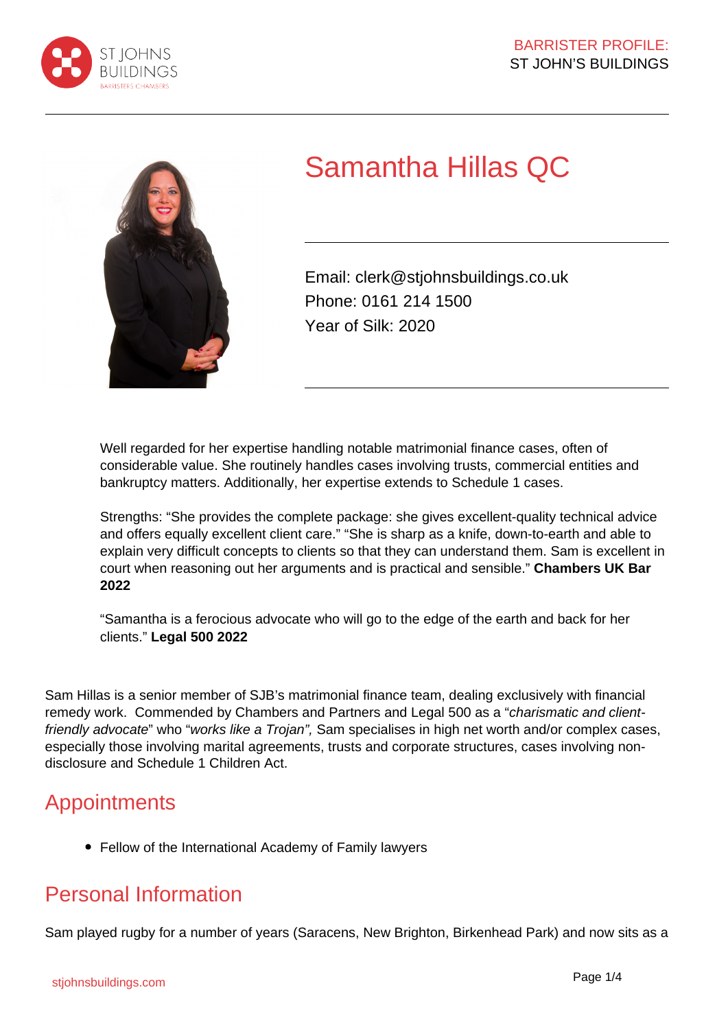# Samantha Hillas QC

Email: clerk@stjohnsbuildings.co.uk
Phone: 0161 214 1500
Year of Silk: 2020

Well regarded for her expertise handling notable matrimonial finance cases, often of considerable value. She routinely handles cases involving trusts, commercial entities and bankruptcy matters. Additionally, her expertise extends to Schedule 1 cases.

Strengths: "She provides the complete package: she gives excellent-quality technical advice and offers equally excellent client care." "She is sharp as a knife, down-to-earth and able to explain very difficult concepts to clients so that they can understand them. Sam is excellent in court when reasoning out her arguments and is practical and sensible." **Chambers UK Bar 2022**

"Samantha is a ferocious advocate who will go to the edge of the earth and back for her clients." **Legal 500 2022**

Sam Hillas is a senior member of SJB's matrimonial finance team, dealing exclusively with financial remedy work. Commended by Chambers and Partners and Legal 500 as a "*charismatic and client-friendly advocate*" who "*works like a Trojan",* Sam specialises in high net worth and/or complex cases, especially those involving marital agreements, trusts and corporate structures, cases involving non-disclosure and Schedule 1 Children Act.

## Appointments

- Fellow of the International Academy of Family lawyers

## Personal Information

Sam played rugby for a number of years (Saracens, New Brighton, Birkenhead Park) and now sits as a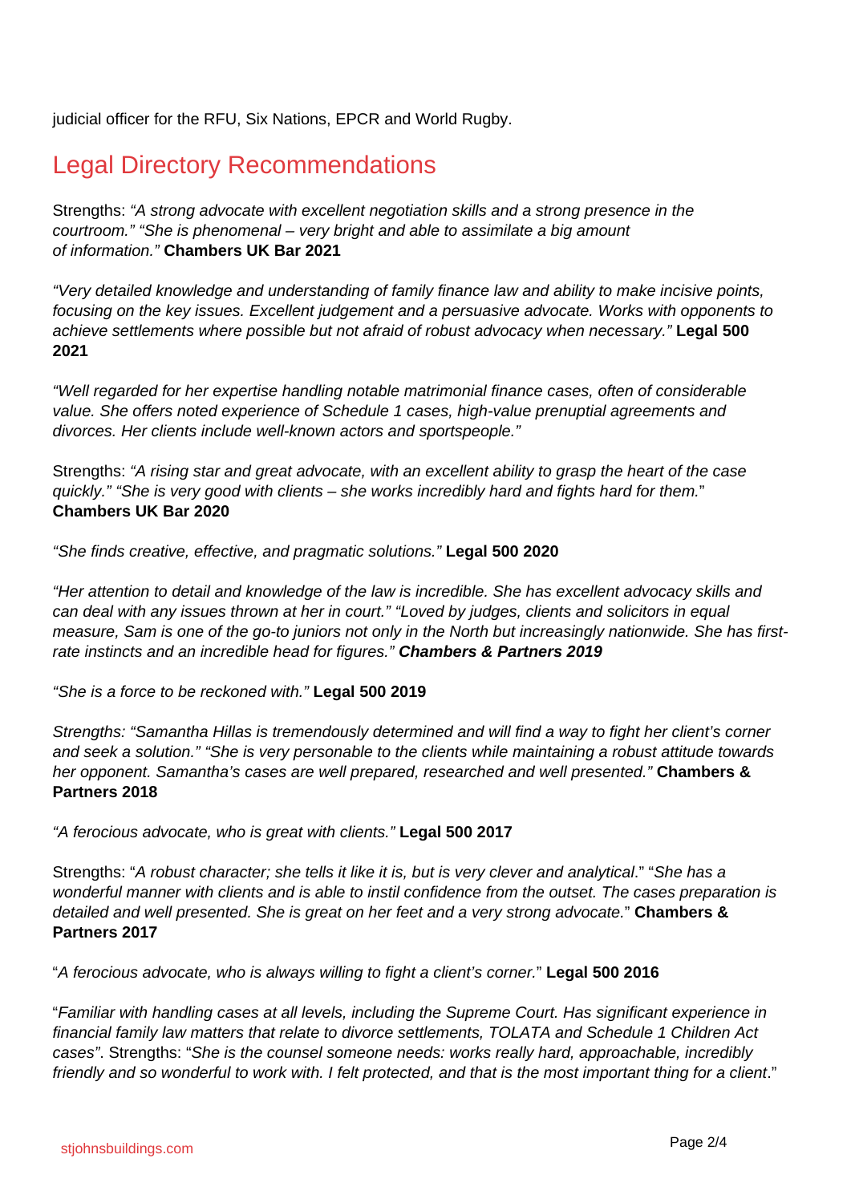judicial officer for the RFU, Six Nations, EPCR and World Rugby.

## Legal Directory Recommendations

Strengths: *"A strong advocate with excellent negotiation skills and a strong presence in the courtroom." "She is phenomenal – very bright and able to assimilate a big amount of information."* **Chambers UK Bar 2021**

*"Very detailed knowledge and understanding of family finance law and ability to make incisive points, focusing on the key issues. Excellent judgement and a persuasive advocate. Works with opponents to achieve settlements where possible but not afraid of robust advocacy when necessary."* **Legal 500 2021**

*"Well regarded for her expertise handling notable matrimonial finance cases, often of considerable value. She offers noted experience of Schedule 1 cases, high-value prenuptial agreements and divorces. Her clients include well-known actors and sportspeople."*

Strengths: *"A rising star and great advocate, with an excellent ability to grasp the heart of the case quickly." "She is very good with clients – she works incredibly hard and fights hard for them."* **Chambers UK Bar 2020**

*"She finds creative, effective, and pragmatic solutions."* **Legal 500 2020**

*"Her attention to detail and knowledge of the law is incredible. She has excellent advocacy skills and can deal with any issues thrown at her in court." "Loved by judges, clients and solicitors in equal measure, Sam is one of the go-to juniors not only in the North but increasingly nationwide. She has first-rate instincts and an incredible head for figures."* ***Chambers & Partners 2019***

*"She is a force to be reckoned with."* **Legal 500 2019**

*Strengths: "Samantha Hillas is tremendously determined and will find a way to fight her client's corner and seek a solution." "She is very personable to the clients while maintaining a robust attitude towards her opponent. Samantha's cases are well prepared, researched and well presented."* **Chambers & Partners 2018**

*"A ferocious advocate, who is great with clients."* **Legal 500 2017**

Strengths: "*A robust character; she tells it like it is, but is very clever and analytical*." "*She has a wonderful manner with clients and is able to instil confidence from the outset. The cases preparation is detailed and well presented. She is great on her feet and a very strong advocate.*" **Chambers & Partners 2017**

"*A ferocious advocate, who is always willing to fight a client's corner.*" **Legal 500 2016**

"*Familiar with handling cases at all levels, including the Supreme Court. Has significant experience in financial family law matters that relate to divorce settlements, TOLATA and Schedule 1 Children Act cases*". Strengths: "*She is the counsel someone needs: works really hard, approachable, incredibly friendly and so wonderful to work with. I felt protected, and that is the most important thing for a client*."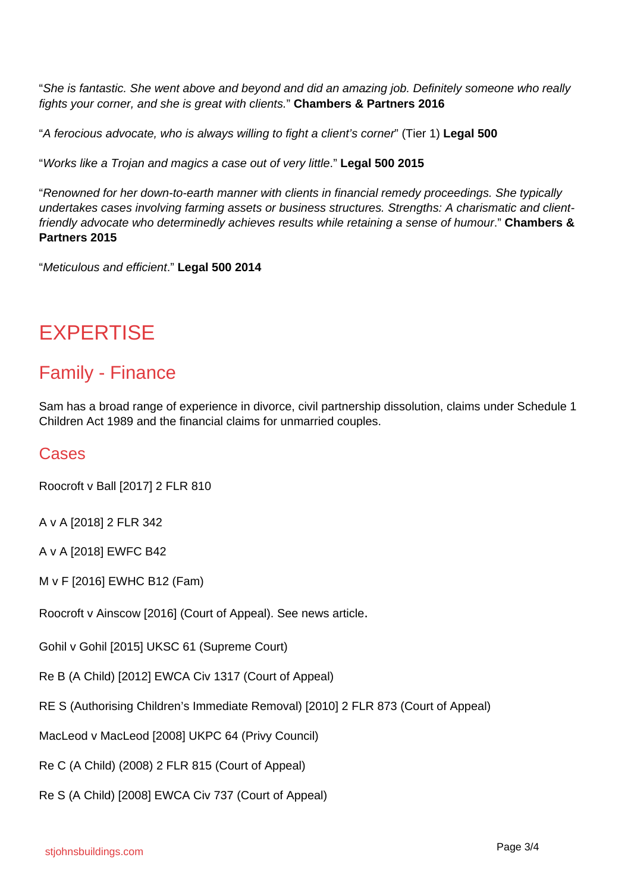"*She is fantastic. She went above and beyond and did an amazing job. Definitely someone who really fights your corner, and she is great with clients.*" **Chambers & Partners 2016**

"*A ferocious advocate, who is always willing to fight a client's corner*" (Tier 1) **Legal 500**

"*Works like a Trojan and magics a case out of very little*." **Legal 500 2015**

"*Renowned for her down-to-earth manner with clients in financial remedy proceedings. She typically undertakes cases involving farming assets or business structures. Strengths: A charismatic and client-friendly advocate who determinedly achieves results while retaining a sense of humour*." **Chambers & Partners 2015**

"*Meticulous and efficient*." **Legal 500 2014**

# EXPERTISE

## Family - Finance

Sam has a broad range of experience in divorce, civil partnership dissolution, claims under Schedule 1 Children Act 1989 and the financial claims for unmarried couples.

### Cases

Roocroft v Ball [2017] 2 FLR 810

A v A [2018] 2 FLR 342

A v A [2018] EWFC B42

M v F [2016] EWHC B12 (Fam)

Roocroft v Ainscow [2016] (Court of Appeal). See news article.

Gohil v Gohil [2015] UKSC 61 (Supreme Court)

Re B (A Child) [2012] EWCA Civ 1317 (Court of Appeal)

RE S (Authorising Children's Immediate Removal) [2010] 2 FLR 873 (Court of Appeal)

MacLeod v MacLeod [2008] UKPC 64 (Privy Council)

Re C (A Child) (2008) 2 FLR 815 (Court of Appeal)

Re S (A Child) [2008] EWCA Civ 737 (Court of Appeal)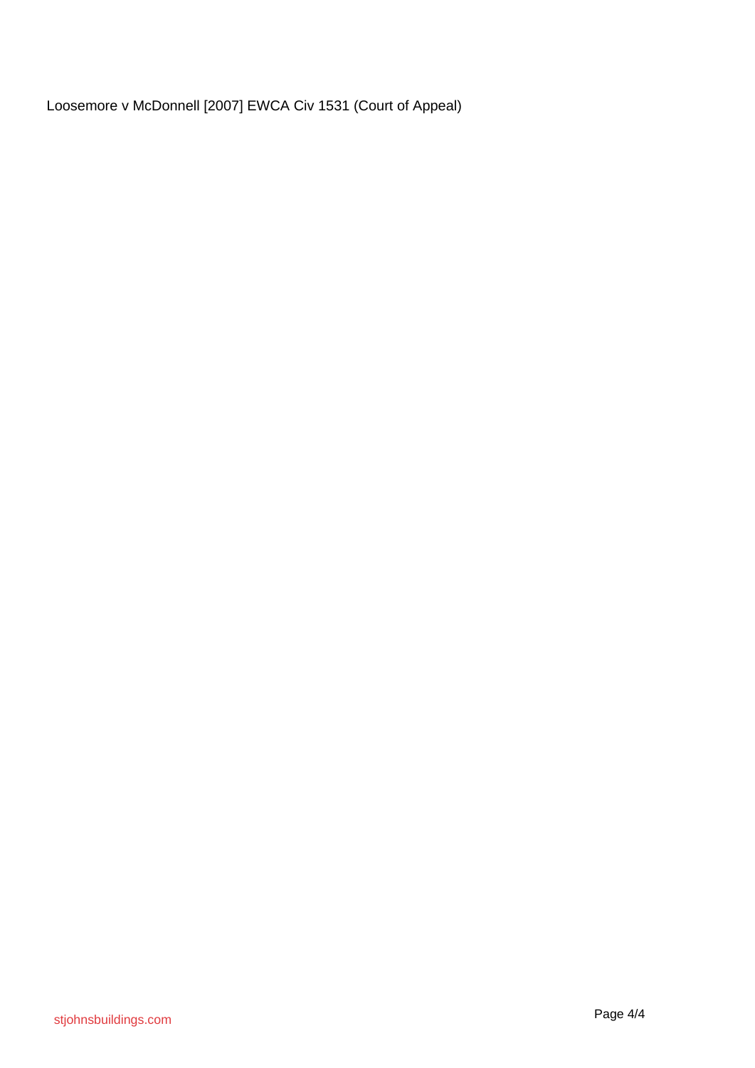Loosemore v McDonnell [2007] EWCA Civ 1531 (Court of Appeal)